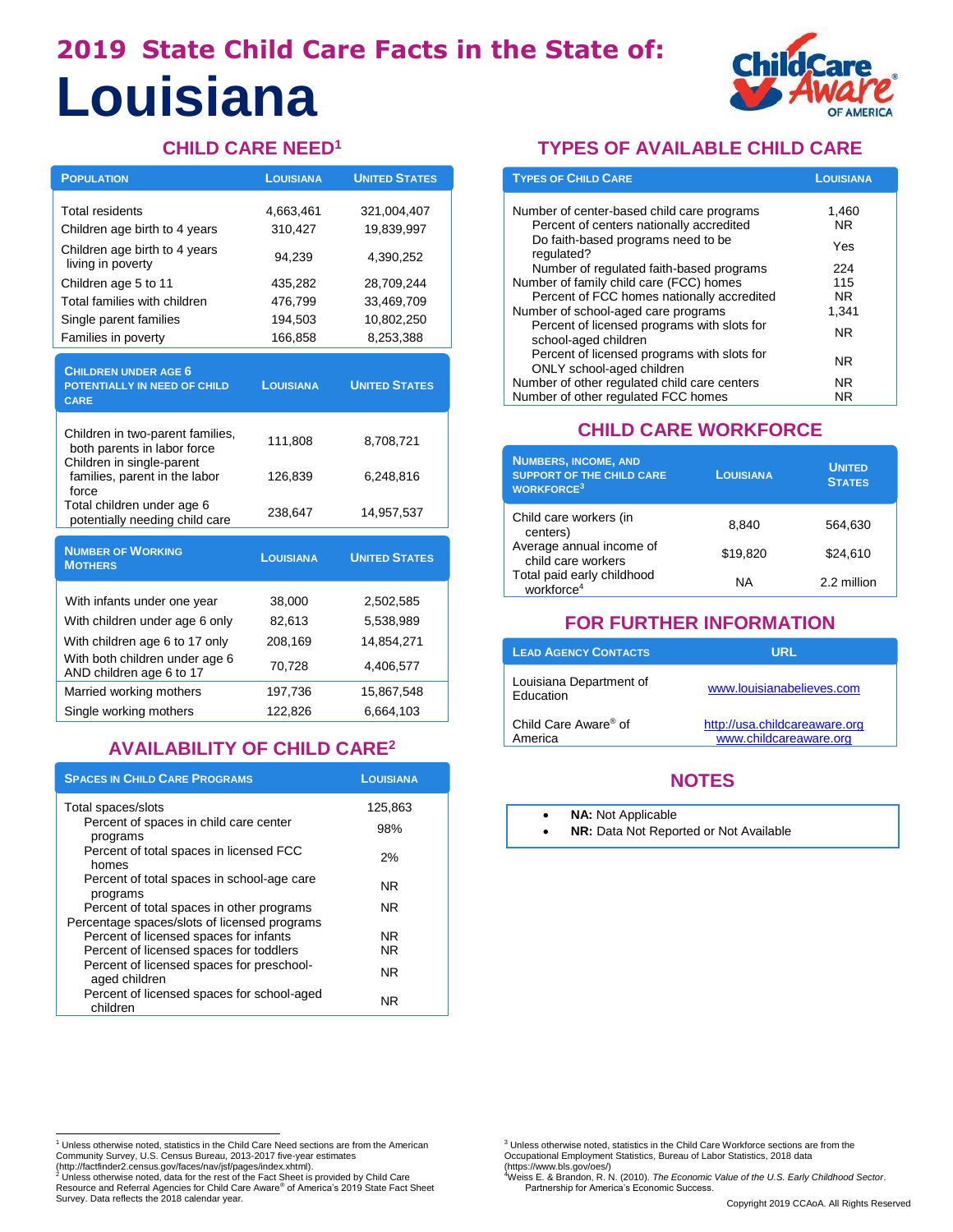# 2019 State Child Care Facts in the State of: Louisiana

## CHILD CARE NEED[1]

| Population | Louisiana | United States |
|---|---|---|
| Total residents | 4,663,461 | 321,004,407 |
| Children age birth to 4 years | 310,427 | 19,839,997 |
| Children age birth to 4 years living in poverty | 94,239 | 4,390,252 |
| Children age 5 to 11 | 435,282 | 28,709,244 |
| Total families with children | 476,799 | 33,469,709 |
| Single parent families | 194,503 | 10,802,250 |
| Families in poverty | 166,858 | 8,253,388 |

| Children under age 6 potentially in need of child care | Louisiana | United States |
|---|---|---|
| Children in two-parent families, both parents in labor force | 111,808 | 8,708,721 |
| Children in single-parent families, parent in the labor force | 126,839 | 6,248,816 |
| Total children under age 6 potentially needing child care | 238,647 | 14,957,537 |

| Number of Working Mothers | Louisiana | United States |
|---|---|---|
| With infants under one year | 38,000 | 2,502,585 |
| With children under age 6 only | 82,613 | 5,538,989 |
| With children age 6 to 17 only | 208,169 | 14,854,271 |
| With both children under age 6 AND children age 6 to 17 | 70,728 | 4,406,577 |
| Married working mothers | 197,736 | 15,867,548 |
| Single working mothers | 122,826 | 6,664,103 |

## AVAILABILITY OF CHILD CARE[2]

| Spaces in Child Care Programs | Louisiana |
|---|---|
| Total spaces/slots | 125,863 |
| Percent of spaces in child care center programs | 98% |
| Percent of total spaces in licensed FCC homes | 2% |
| Percent of total spaces in school-age care programs | NR |
| Percent of total spaces in other programs | NR |
| Percentage spaces/slots of licensed programs | |
| Percent of licensed spaces for infants | NR |
| Percent of licensed spaces for toddlers | NR |
| Percent of licensed spaces for preschool-aged children | NR |
| Percent of licensed spaces for school-aged children | NR |

## TYPES OF AVAILABLE CHILD CARE

| Types of Child Care | Louisiana |
|---|---|
| Number of center-based child care programs | 1,460 |
| Percent of centers nationally accredited | NR |
| Do faith-based programs need to be regulated? | Yes |
| Number of regulated faith-based programs | 224 |
| Number of family child care (FCC) homes | 115 |
| Percent of FCC homes nationally accredited | NR |
| Number of school-aged care programs | 1,341 |
| Percent of licensed programs with slots for school-aged children | NR |
| Percent of licensed programs with slots for ONLY school-aged children | NR |
| Number of other regulated child care centers | NR |
| Number of other regulated FCC homes | NR |

## CHILD CARE WORKFORCE

| Numbers, Income, and Support of the Child Care Workforce[3] | Louisiana | United States |
|---|---|---|
| Child care workers (in centers) | 8,840 | 564,630 |
| Average annual income of child care workers | $19,820 | $24,610 |
| Total paid early childhood workforce[4] | NA | 2.2 million |

## FOR FURTHER INFORMATION

| Lead Agency Contacts | URL |
|---|---|
| Louisiana Department of Education | www.louisianabelieves.com |
| Child Care Aware® of America | http://usa.childcareaware.org www.childcareaware.org |

## NOTES

- **NA:** Not Applicable
- **NR:** Data Not Reported or Not Available

[1] Unless otherwise noted, statistics in the Child Care Need sections are from the American Community Survey, U.S. Census Bureau, 2013-2017 five-year estimates (http://factfinder2.census.gov/faces/nav/jsf/pages/index.xhtml).

[2] Unless otherwise noted, data for the rest of the Fact Sheet is provided by Child Care Resource and Referral Agencies for Child Care Aware® of America's 2019 State Fact Sheet Survey. Data reflects the 2018 calendar year.

[3] Unless otherwise noted, statistics in the Child Care Workforce sections are from the Occupational Employment Statistics, Bureau of Labor Statistics, 2018 data (https://www.bls.gov/oes/)

[4] Weiss E. & Brandon, R. N. (2010). *The Economic Value of the U.S. Early Childhood Sector*. Partnership for America's Economic Success.

Copyright 2019 CCAoA. All Rights Reserved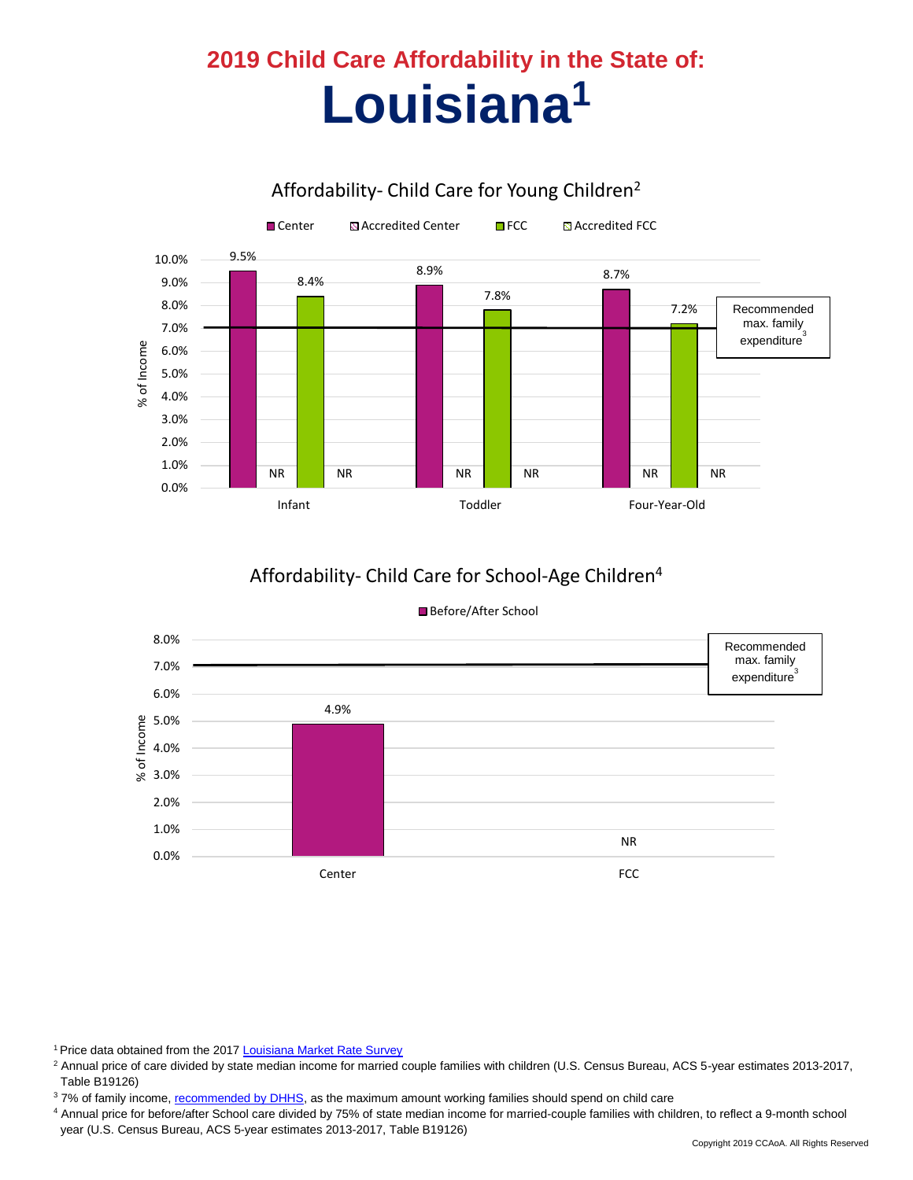## 2019 Child Care Affordability in the State of:

# Louisiana[1]

Affordability- Child Care for Young Children[2]

Center | Accredited Center | FCC | Accredited FCC

10.0%
9.0%
8.0%
7.0%
6.0%
5.0%
4.0%
3.0%
2.0%
1.0%
0.0%

% of Income

9.5%
8.4%
NR
NR
8.9%
7.8%
NR
NR
8.7%
7.2%
NR
NR

Infant
Toddler
Four-Year-Old

Recommended max. family expenditure[3]

Affordability- Child Care for School-Age Children[4]

Before/After School

8.0%
7.0%
6.0%
5.0%
4.0%
3.0%
2.0%
1.0%
0.0%

% of Income

4.9%
NR

Center
FCC

Recommended max. family expenditure[3]

[1] Price data obtained from the 2017 Louisiana Market Rate Survey

[2] Annual price of care divided by state median income for married couple families with children (U.S. Census Bureau, ACS 5-year estimates 2013-2017, Table B19126)

[3] 7% of family income, recommended by DHHS, as the maximum amount working families should spend on child care

[4] Annual price for before/after School care divided by 75% of state median income for married-couple families with children, to reflect a 9-month school year (U.S. Census Bureau, ACS 5-year estimates 2013-2017, Table B19126)

Copyright 2019 CCAoA. All Rights Reserved